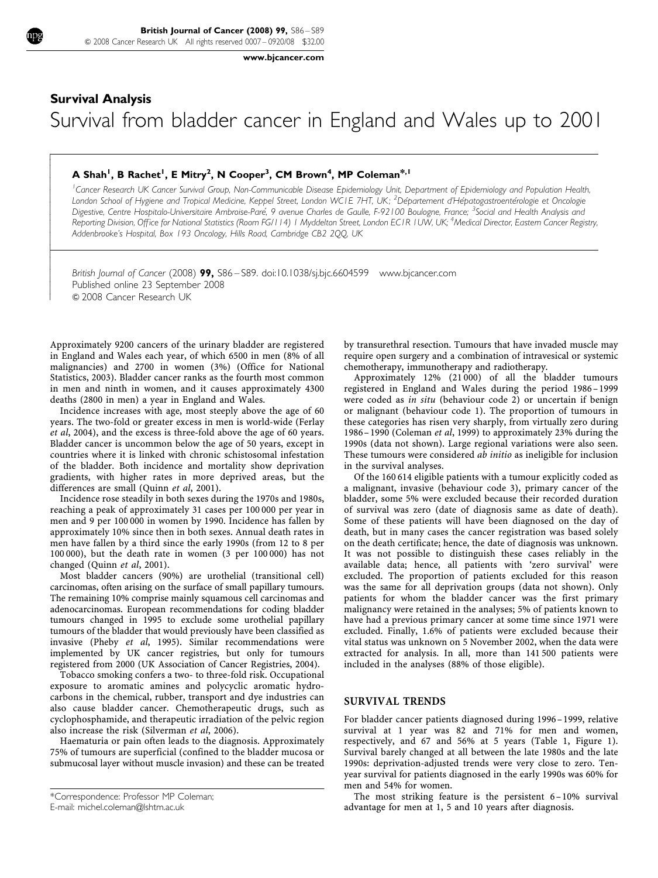## Survival Analysis

# Survival from bladder cancer in England and Wales up to 2001

**A Shah[1], B Rachet[1], E Mitry[2], N Cooper[3], CM Brown[4], MP Coleman*[,1]**

[1]Cancer Research UK Cancer Survival Group, Non-Communicable Disease Epidemiology Unit, Department of Epidemiology and Population Health, London School of Hygiene and Tropical Medicine, Keppel Street, London WC1E 7HT, UK; [2]Département d'Hépatogastroentérologie et Oncologie Digestive, Centre Hospitalo-Universitaire Ambroise-Paré, 9 avenue Charles de Gaulle, F-92100 Boulogne, France; [3]Social and Health Analysis and Reporting Division, Office for National Statistics (Room FG/114) 1 Myddelton Street, London EC1R 1UW, UK; [4]Medical Director, Eastern Cancer Registry, Addenbrooke's Hospital, Box 193 Oncology, Hills Road, Cambridge CB2 2QQ, UK

*British Journal of Cancer* (2008) **99,** S86–S89. doi:10.1038/sj.bjc.6604599 www.bjcancer.com
Published online 23 September 2008
© 2008 Cancer Research UK

Approximately 9200 cancers of the urinary bladder are registered in England and Wales each year, of which 6500 in men (8% of all malignancies) and 2700 in women (3%) (Office for National Statistics, 2003). Bladder cancer ranks as the fourth most common in men and ninth in women, and it causes approximately 4300 deaths (2800 in men) a year in England and Wales.

Incidence increases with age, most steeply above the age of 60 years. The two-fold or greater excess in men is world-wide (Ferlay *et al*, 2004), and the excess is three-fold above the age of 60 years. Bladder cancer is uncommon below the age of 50 years, except in countries where it is linked with chronic schistosomal infestation of the bladder. Both incidence and mortality show deprivation gradients, with higher rates in more deprived areas, but the differences are small (Quinn *et al*, 2001).

Incidence rose steadily in both sexes during the 1970s and 1980s, reaching a peak of approximately 31 cases per 100 000 per year in men and 9 per 100 000 in women by 1990. Incidence has fallen by approximately 10% since then in both sexes. Annual death rates in men have fallen by a third since the early 1990s (from 12 to 8 per 100 000), but the death rate in women (3 per 100 000) has not changed (Quinn *et al*, 2001).

Most bladder cancers (90%) are urothelial (transitional cell) carcinomas, often arising on the surface of small papillary tumours. The remaining 10% comprise mainly squamous cell carcinomas and adenocarcinomas. European recommendations for coding bladder tumours changed in 1995 to exclude some urothelial papillary tumours of the bladder that would previously have been classified as invasive (Pheby *et al*, 1995). Similar recommendations were implemented by UK cancer registries, but only for tumours registered from 2000 (UK Association of Cancer Registries, 2004).

Tobacco smoking confers a two- to three-fold risk. Occupational exposure to aromatic amines and polycyclic aromatic hydrocarbons in the chemical, rubber, transport and dye industries can also cause bladder cancer. Chemotherapeutic drugs, such as cyclophosphamide, and therapeutic irradiation of the pelvic region also increase the risk (Silverman *et al*, 2006).

Haematuria or pain often leads to the diagnosis. Approximately 75% of tumours are superficial (confined to the bladder mucosa or submucosal layer without muscle invasion) and these can be treated by transurethral resection. Tumours that have invaded muscle may require open surgery and a combination of intravesical or systemic chemotherapy, immunotherapy and radiotherapy.

Approximately 12% (21 000) of all the bladder tumours registered in England and Wales during the period 1986–1999 were coded as *in situ* (behaviour code 2) or uncertain if benign or malignant (behaviour code 1). The proportion of tumours in these categories has risen very sharply, from virtually zero during 1986–1990 (Coleman *et al*, 1999) to approximately 23% during the 1990s (data not shown). Large regional variations were also seen. These tumours were considered *ab initio* as ineligible for inclusion in the survival analyses.

Of the 160 614 eligible patients with a tumour explicitly coded as a malignant, invasive (behaviour code 3), primary cancer of the bladder, some 5% were excluded because their recorded duration of survival was zero (date of diagnosis same as date of death). Some of these patients will have been diagnosed on the day of death, but in many cases the cancer registration was based solely on the death certificate; hence, the date of diagnosis was unknown. It was not possible to distinguish these cases reliably in the available data; hence, all patients with 'zero survival' were excluded. The proportion of patients excluded for this reason was the same for all deprivation groups (data not shown). Only patients for whom the bladder cancer was the first primary malignancy were retained in the analyses; 5% of patients known to have had a previous primary cancer at some time since 1971 were excluded. Finally, 1.6% of patients were excluded because their vital status was unknown on 5 November 2002, when the data were extracted for analysis. In all, more than 141 500 patients were included in the analyses (88% of those eligible).

## SURVIVAL TRENDS

For bladder cancer patients diagnosed during 1996–1999, relative survival at 1 year was 82 and 71% for men and women, respectively, and 67 and 56% at 5 years (Table 1, Figure 1). Survival barely changed at all between the late 1980s and the late 1990s: deprivation-adjusted trends were very close to zero. Ten-year survival for patients diagnosed in the early 1990s was 60% for men and 54% for women.

The most striking feature is the persistent 6–10% survival advantage for men at 1, 5 and 10 years after diagnosis.

*Correspondence: Professor MP Coleman;
E-mail: michel.coleman@lshtm.ac.uk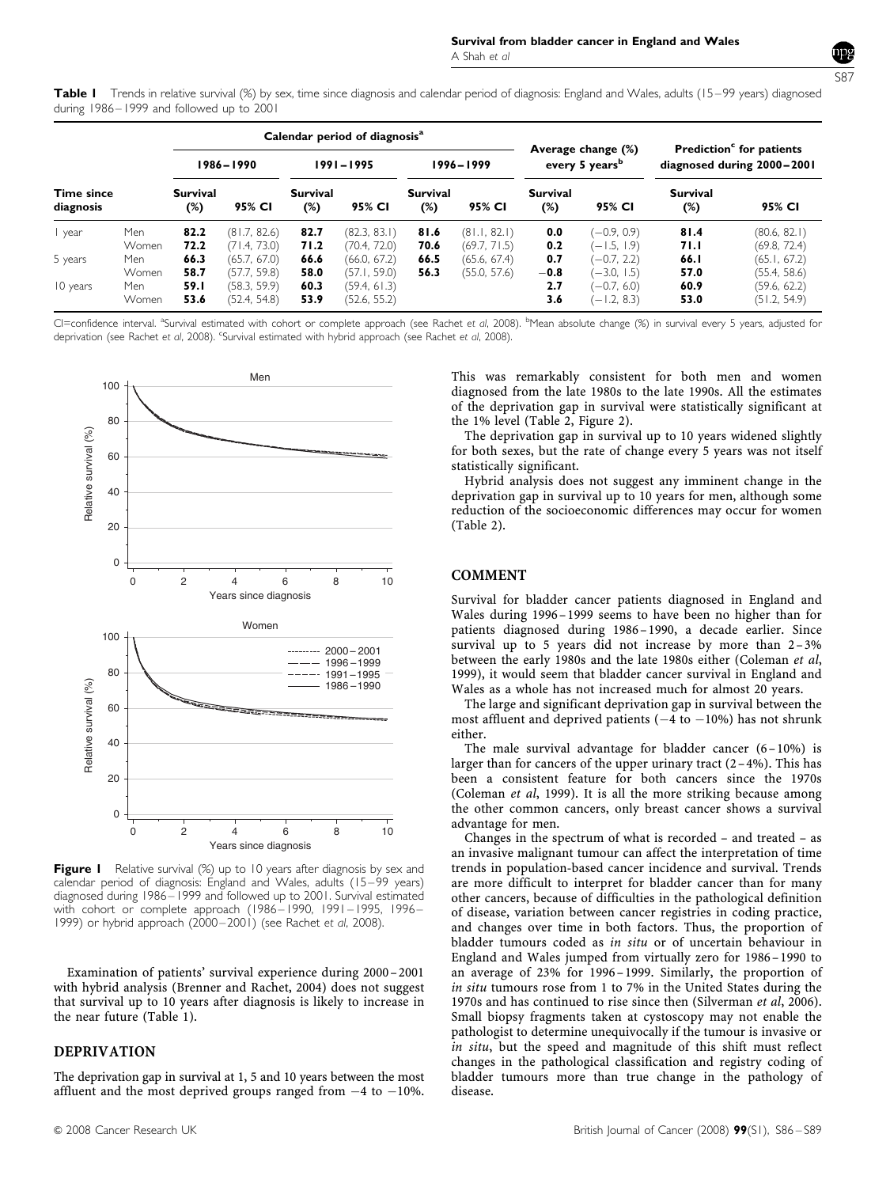**Table 1** Trends in relative survival (%) by sex, time since diagnosis and calendar period of diagnosis: England and Wales, adults (15–99 years) diagnosed during 1986–1999 and followed up to 2001

| Time since diagnosis | | Calendar period of diagnosis[a] | | | | | | Average change (%) every 5 years[b] | | Prediction[c] for patients diagnosed during 2000–2001 | |
|---|---|---|---|---|---|---|---|---|---|---|---|
| | | 1986–1990 | | 1991–1995 | | 1996–1999 | | | | | |
| | | Survival (%) | 95% CI | Survival (%) | 95% CI | Survival (%) | 95% CI | Survival (%) | 95% CI | Survival (%) | 95% CI |
| 1 year | Men | **82.2** | (81.7, 82.6) | **82.7** | (82.3, 83.1) | **81.6** | (81.1, 82.1) | **0.0** | (−0.9, 0.9) | **81.4** | (80.6, 82.1) |
| | Women | **72.2** | (71.4, 73.0) | **71.2** | (70.4, 72.0) | **70.6** | (69.7, 71.5) | **0.2** | (−1.5, 1.9) | **71.1** | (69.8, 72.4) |
| 5 years | Men | **66.3** | (65.7, 67.0) | **66.6** | (66.0, 67.2) | **66.5** | (65.6, 67.4) | **0.7** | (−0.7, 2.2) | **66.1** | (65.1, 67.2) |
| | Women | **58.7** | (57.7, 59.8) | **58.0** | (57.1, 59.0) | **56.3** | (55.0, 57.6) | **−0.8** | (−3.0, 1.5) | **57.0** | (55.4, 58.6) |
| 10 years | Men | **59.1** | (58.3, 59.9) | **60.3** | (59.4, 61.3) | | | **2.7** | (−0.7, 6.0) | **60.9** | (59.6, 62.2) |
| | Women | **53.6** | (52.4, 54.8) | **53.9** | (52.6, 55.2) | | | **3.6** | (−1.2, 8.3) | **53.0** | (51.2, 54.9) |

CI=confidence interval. [a]Survival estimated with cohort or complete approach (see Rachet *et al*, 2008). [b]Mean absolute change (%) in survival every 5 years, adjusted for deprivation (see Rachet *et al*, 2008). [c]Survival estimated with hybrid approach (see Rachet *et al*, 2008).

**Figure 1** Relative survival (%) up to 10 years after diagnosis by sex and calendar period of diagnosis: England and Wales, adults (15–99 years) diagnosed during 1986–1999 and followed up to 2001. Survival estimated with cohort or complete approach (1986–1990, 1991–1995, 1996–1999) or hybrid approach (2000–2001) (see Rachet *et al*, 2008).

Examination of patients' survival experience during 2000–2001 with hybrid analysis (Brenner and Rachet, 2004) does not suggest that survival up to 10 years after diagnosis is likely to increase in the near future (Table 1).

## DEPRIVATION

The deprivation gap in survival at 1, 5 and 10 years between the most affluent and the most deprived groups ranged from −4 to −10%. This was remarkably consistent for both men and women diagnosed from the late 1980s to the late 1990s. All the estimates of the deprivation gap in survival were statistically significant at the 1% level (Table 2, Figure 2).

The deprivation gap in survival up to 10 years widened slightly for both sexes, but the rate of change every 5 years was not itself statistically significant.

Hybrid analysis does not suggest any imminent change in the deprivation gap in survival up to 10 years for men, although some reduction of the socioeconomic differences may occur for women (Table 2).

## COMMENT

Survival for bladder cancer patients diagnosed in England and Wales during 1996–1999 seems to have been no higher than for patients diagnosed during 1986–1990, a decade earlier. Since survival up to 5 years did not increase by more than 2–3% between the early 1980s and the late 1980s either (Coleman *et al*, 1999), it would seem that bladder cancer survival in England and Wales as a whole has not increased much for almost 20 years.

The large and significant deprivation gap in survival between the most affluent and deprived patients (−4 to −10%) has not shrunk either.

The male survival advantage for bladder cancer (6–10%) is larger than for cancers of the upper urinary tract (2–4%). This has been a consistent feature for both cancers since the 1970s (Coleman *et al*, 1999). It is all the more striking because among the other common cancers, only breast cancer shows a survival advantage for men.

Changes in the spectrum of what is recorded – and treated – as an invasive malignant tumour can affect the interpretation of time trends in population-based cancer incidence and survival. Trends are more difficult to interpret for bladder cancer than for many other cancers, because of difficulties in the pathological definition of disease, variation between cancer registries in coding practice, and changes over time in both factors. Thus, the proportion of bladder tumours coded as *in situ* or of uncertain behaviour in England and Wales jumped from virtually zero for 1986–1990 to an average of 23% for 1996–1999. Similarly, the proportion of *in situ* tumours rose from 1 to 7% in the United States during the 1970s and has continued to rise since then (Silverman *et al*, 2006). Small biopsy fragments taken at cystoscopy may not enable the pathologist to determine unequivocally if the tumour is invasive or *in situ*, but the speed and magnitude of this shift must reflect changes in the pathological classification and registry coding of bladder tumours more than true change in the pathology of disease.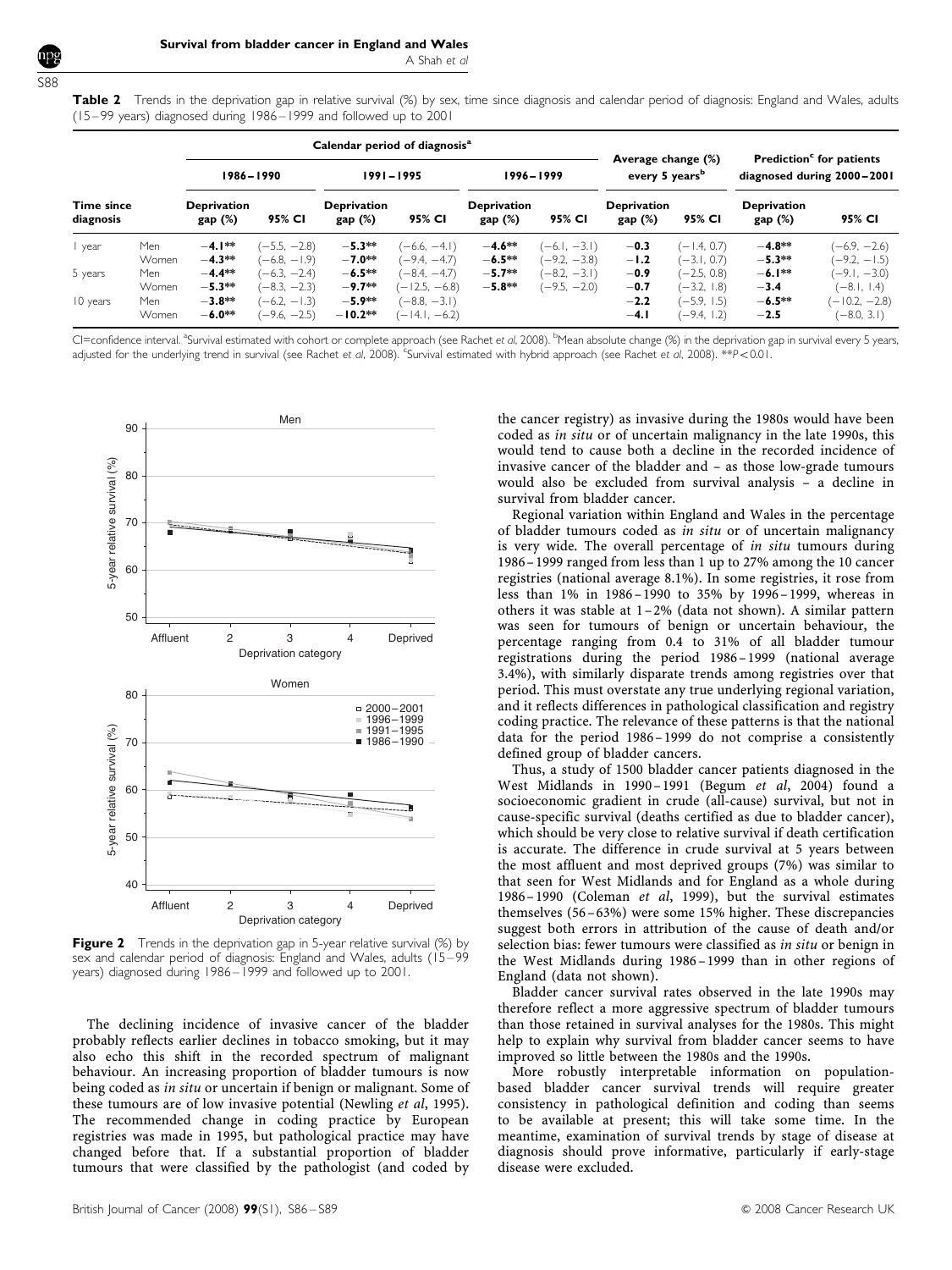**Table 2** Trends in the deprivation gap in relative survival (%) by sex, time since diagnosis and calendar period of diagnosis: England and Wales, adults (15–99 years) diagnosed during 1986–1999 and followed up to 2001

| Time since diagnosis | | Calendar period of diagnosis[a] | | | | | | Average change (%) every 5 years[b] | | Prediction[c] for patients diagnosed during 2000–2001 | |
|---|---|---|---|---|---|---|---|---|---|---|---|
| | | 1986–1990 | | 1991–1995 | | 1996–1999 | | | | | |
| | | Deprivation gap (%) | 95% CI | Deprivation gap (%) | 95% CI | Deprivation gap (%) | 95% CI | Deprivation gap (%) | 95% CI | Deprivation gap (%) | 95% CI |
| 1 year | Men | **−4.1\*\*** | (−5.5, −2.8) | **−5.3\*\*** | (−6.6, −4.1) | **−4.6\*\*** | (−6.1, −3.1) | −0.3 | (−1.4, 0.7) | **−4.8\*\*** | (−6.9, −2.6) |
| | Women | **−4.3\*\*** | (−6.8, −1.9) | **−7.0\*\*** | (−9.4, −4.7) | **−6.5\*\*** | (−9.2, −3.8) | −1.2 | (−3.1, 0.7) | **−5.3\*\*** | (−9.2, −1.5) |
| 5 years | Men | **−4.4\*\*** | (−6.3, −2.4) | **−6.5\*\*** | (−8.4, −4.7) | **−5.7\*\*** | (−8.2, −3.1) | −0.9 | (−2.5, 0.8) | **−6.1\*\*** | (−9.1, −3.0) |
| | Women | **−5.3\*\*** | (−8.3, −2.3) | **−9.7\*\*** | (−12.5, −6.8) | **−5.8\*\*** | (−9.5, −2.0) | −0.7 | (−3.2, 1.8) | −3.4 | (−8.1, 1.4) |
| 10 years | Men | **−3.8\*\*** | (−6.2, −1.3) | **−5.9\*\*** | (−8.8, −3.1) | | | −2.2 | (−5.9, 1.5) | **−6.5\*\*** | (−10.2, −2.8) |
| | Women | **−6.0\*\*** | (−9.6, −2.5) | **−10.2\*\*** | (−14.1, −6.2) | | | −4.1 | (−9.4, 1.2) | −2.5 | (−8.0, 3.1) |

CI=confidence interval. [a]Survival estimated with cohort or complete approach (see Rachet *et al*, 2008). [b]Mean absolute change (%) in the deprivation gap in survival every 5 years, adjusted for the underlying trend in survival (see Rachet *et al*, 2008). [c]Survival estimated with hybrid approach (see Rachet *et al*, 2008). \*\*$P<0.01$.

**Figure 2** Trends in the deprivation gap in 5-year relative survival (%) by sex and calendar period of diagnosis: England and Wales, adults (15–99 years) diagnosed during 1986–1999 and followed up to 2001.

The declining incidence of invasive cancer of the bladder probably reflects earlier declines in tobacco smoking, but it may also echo this shift in the recorded spectrum of malignant behaviour. An increasing proportion of bladder tumours is now being coded as *in situ* or uncertain if benign or malignant. Some of these tumours are of low invasive potential (Newling *et al*, 1995). The recommended change in coding practice by European registries was made in 1995, but pathological practice may have changed before that. If a substantial proportion of bladder tumours that were classified by the pathologist (and coded by the cancer registry) as invasive during the 1980s would have been coded as *in situ* or of uncertain malignancy in the late 1990s, this would tend to cause both a decline in the recorded incidence of invasive cancer of the bladder and – as those low-grade tumours would also be excluded from survival analysis – a decline in survival from bladder cancer.

Regional variation within England and Wales in the percentage of bladder tumours coded as *in situ* or of uncertain malignancy is very wide. The overall percentage of *in situ* tumours during 1986–1999 ranged from less than 1 up to 27% among the 10 cancer registries (national average 8.1%). In some registries, it rose from less than 1% in 1986–1990 to 35% by 1996–1999, whereas in others it was stable at 1–2% (data not shown). A similar pattern was seen for tumours of benign or uncertain behaviour, the percentage ranging from 0.4 to 31% of all bladder tumour registrations during the period 1986–1999 (national average 3.4%), with similarly disparate trends among registries over that period. This must overstate any true underlying regional variation, and it reflects differences in pathological classification and registry coding practice. The relevance of these patterns is that the national data for the period 1986–1999 do not comprise a consistently defined group of bladder cancers.

Thus, a study of 1500 bladder cancer patients diagnosed in the West Midlands in 1990–1991 (Begum *et al*, 2004) found a socioeconomic gradient in crude (all-cause) survival, but not in cause-specific survival (deaths certified as due to bladder cancer), which should be very close to relative survival if death certification is accurate. The difference in crude survival at 5 years between the most affluent and most deprived groups (7%) was similar to that seen for West Midlands and for England as a whole during 1986–1990 (Coleman *et al*, 1999), but the survival estimates themselves (56–63%) were some 15% higher. These discrepancies suggest both errors in attribution of the cause of death and/or selection bias: fewer tumours were classified as *in situ* or benign in the West Midlands during 1986–1999 than in other regions of England (data not shown).

Bladder cancer survival rates observed in the late 1990s may therefore reflect a more aggressive spectrum of bladder tumours than those retained in survival analyses for the 1980s. This might help to explain why survival from bladder cancer seems to have improved so little between the 1980s and the 1990s.

More robustly interpretable information on population-based bladder cancer survival trends will require greater consistency in pathological definition and coding than seems to be available at present; this will take some time. In the meantime, examination of survival trends by stage of disease at diagnosis should prove informative, particularly if early-stage disease were excluded.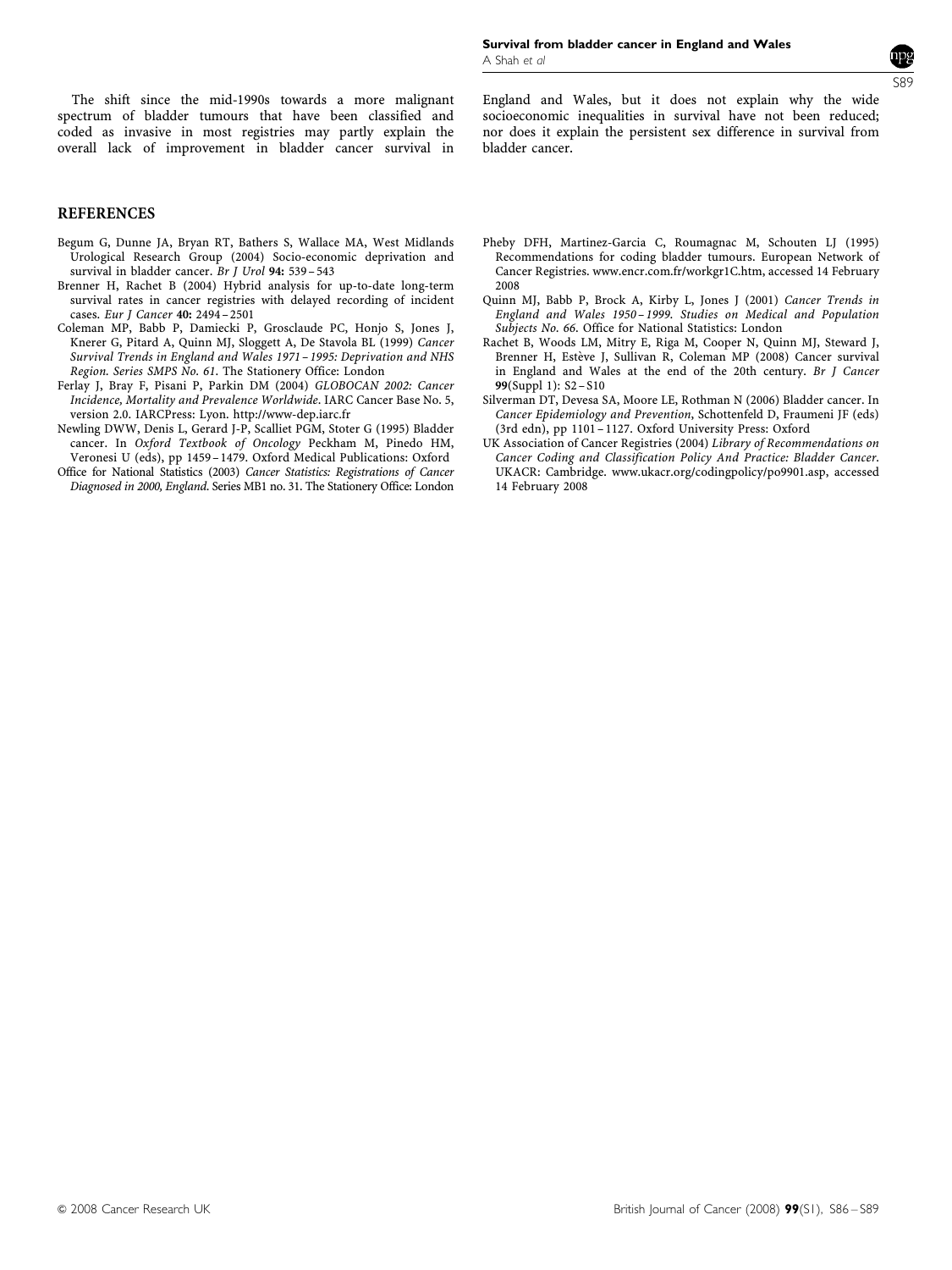The shift since the mid-1990s towards a more malignant spectrum of bladder tumours that have been classified and coded as invasive in most registries may partly explain the overall lack of improvement in bladder cancer survival in England and Wales, but it does not explain why the wide socioeconomic inequalities in survival have not been reduced; nor does it explain the persistent sex difference in survival from bladder cancer.

## REFERENCES

Begum G, Dunne JA, Bryan RT, Bathers S, Wallace MA, West Midlands Urological Research Group (2004) Socio-economic deprivation and survival in bladder cancer. *Br J Urol* **94:** 539–543

Brenner H, Rachet B (2004) Hybrid analysis for up-to-date long-term survival rates in cancer registries with delayed recording of incident cases. *Eur J Cancer* **40:** 2494–2501

Coleman MP, Babb P, Damiecki P, Grosclaude PC, Honjo S, Jones J, Knerer G, Pitard A, Quinn MJ, Sloggett A, De Stavola BL (1999) *Cancer Survival Trends in England and Wales 1971–1995: Deprivation and NHS Region. Series SMPS No. 61*. The Stationery Office: London

Ferlay J, Bray F, Pisani P, Parkin DM (2004) *GLOBOCAN 2002: Cancer Incidence, Mortality and Prevalence Worldwide*. IARC Cancer Base No. 5, version 2.0. IARCPress: Lyon. http://www-dep.iarc.fr

Newling DWW, Denis L, Gerard J-P, Scalliet PGM, Stoter G (1995) Bladder cancer. In *Oxford Textbook of Oncology* Peckham M, Pinedo HM, Veronesi U (eds), pp 1459–1479. Oxford Medical Publications: Oxford

Office for National Statistics (2003) *Cancer Statistics: Registrations of Cancer Diagnosed in 2000, England*. Series MB1 no. 31. The Stationery Office: London

Pheby DFH, Martinez-Garcia C, Roumagnac M, Schouten LJ (1995) Recommendations for coding bladder tumours. European Network of Cancer Registries. www.encr.com.fr/workgr1C.htm, accessed 14 February 2008

Quinn MJ, Babb P, Brock A, Kirby L, Jones J (2001) *Cancer Trends in England and Wales 1950–1999. Studies on Medical and Population Subjects No. 66*. Office for National Statistics: London

Rachet B, Woods LM, Mitry E, Riga M, Cooper N, Quinn MJ, Steward J, Brenner H, Estève J, Sullivan R, Coleman MP (2008) Cancer survival in England and Wales at the end of the 20th century. *Br J Cancer* **99**(Suppl 1): S2–S10

Silverman DT, Devesa SA, Moore LE, Rothman N (2006) Bladder cancer. In *Cancer Epidemiology and Prevention*, Schottenfeld D, Fraumeni JF (eds) (3rd edn), pp 1101–1127. Oxford University Press: Oxford

UK Association of Cancer Registries (2004) *Library of Recommendations on Cancer Coding and Classification Policy And Practice: Bladder Cancer*. UKACR: Cambridge. www.ukacr.org/codingpolicy/po9901.asp, accessed 14 February 2008